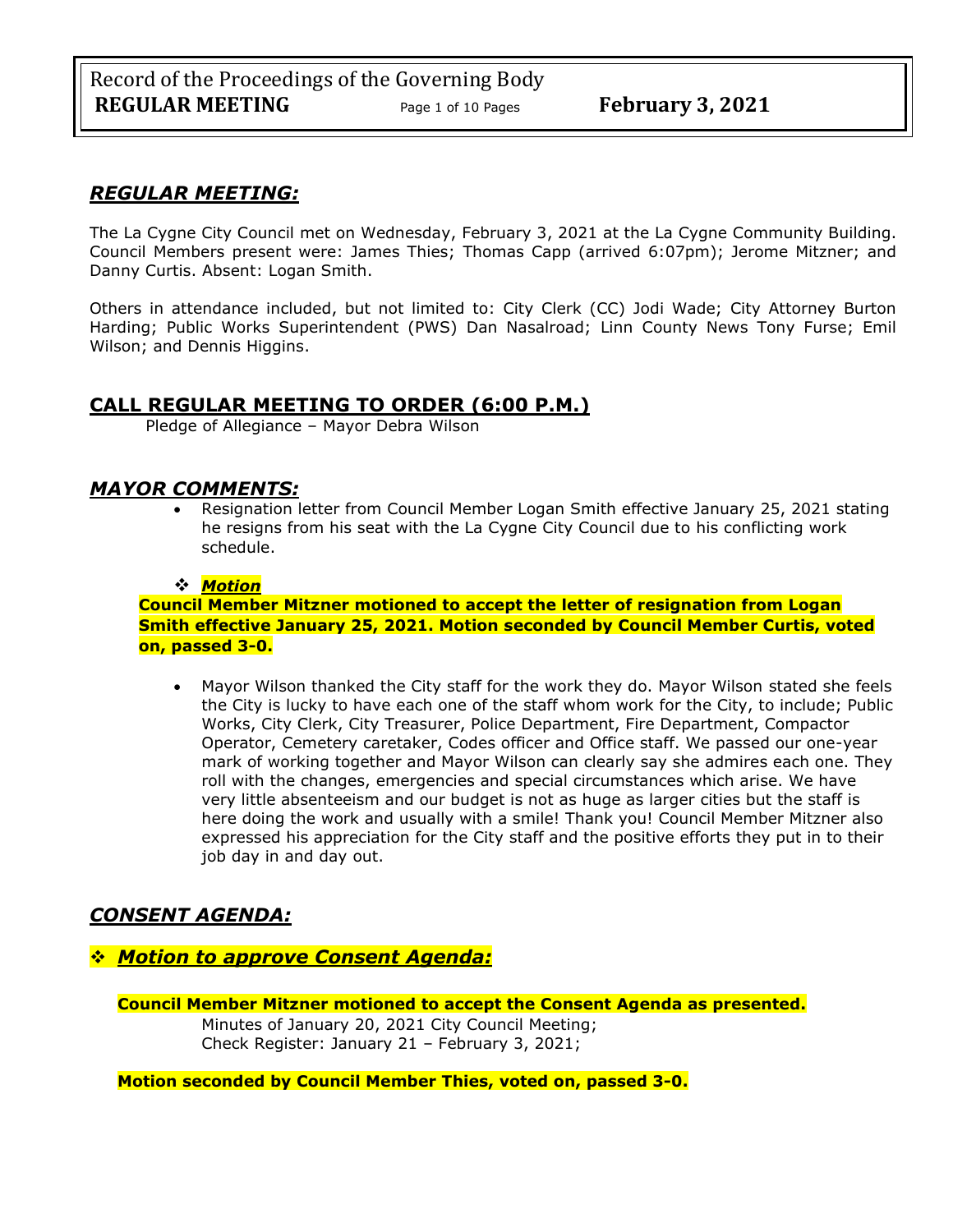## *REGULAR MEETING:*

The La Cygne City Council met on Wednesday, February 3, 2021 at the La Cygne Community Building. Council Members present were: James Thies; Thomas Capp (arrived 6:07pm); Jerome Mitzner; and Danny Curtis. Absent: Logan Smith.

Others in attendance included, but not limited to: City Clerk (CC) Jodi Wade; City Attorney Burton Harding; Public Works Superintendent (PWS) Dan Nasalroad; Linn County News Tony Furse; Emil Wilson; and Dennis Higgins.

## CALL REGULAR MEETING TO ORDER (6:00 P.M.)

Pledge of Allegiance – Mayor Debra Wilson

## *MAYOR COMMENTS:*

- Resignation letter from Council Member Logan Smith effective January 25, 2021 stating he resigns from his seat with the La Cygne City Council due to his conflicting work schedule.

❖ ***Motion***

**Council Member Mitzner motioned to accept the letter of resignation from Logan Smith effective January 25, 2021. Motion seconded by Council Member Curtis, voted on, passed 3-0.**

- Mayor Wilson thanked the City staff for the work they do. Mayor Wilson stated she feels the City is lucky to have each one of the staff whom work for the City, to include; Public Works, City Clerk, City Treasurer, Police Department, Fire Department, Compactor Operator, Cemetery caretaker, Codes officer and Office staff. We passed our one-year mark of working together and Mayor Wilson can clearly say she admires each one. They roll with the changes, emergencies and special circumstances which arise. We have very little absenteeism and our budget is not as huge as larger cities but the staff is here doing the work and usually with a smile! Thank you! Council Member Mitzner also expressed his appreciation for the City staff and the positive efforts they put in to their job day in and day out.

## *CONSENT AGENDA:*

### ❖ *Motion to approve Consent Agenda:*

**Council Member Mitzner motioned to accept the Consent Agenda as presented.**

Minutes of January 20, 2021 City Council Meeting;
Check Register: January 21 – February 3, 2021;

**Motion seconded by Council Member Thies, voted on, passed 3-0.**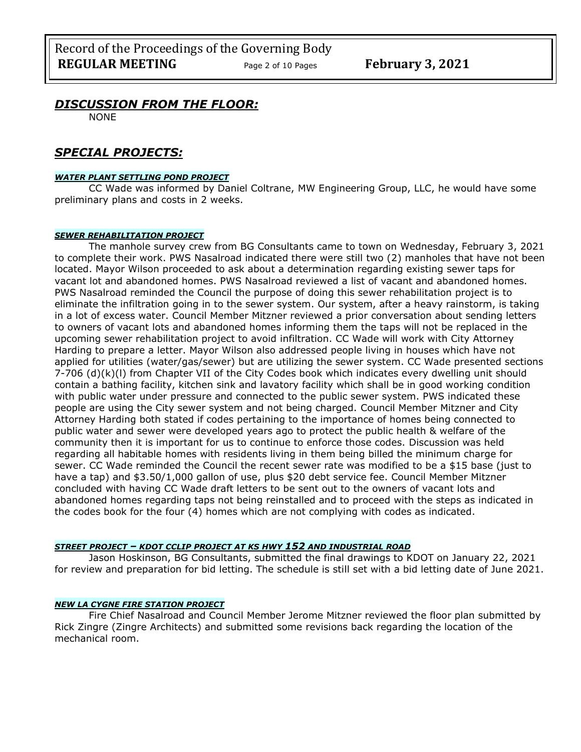## *DISCUSSION FROM THE FLOOR:*

NONE

## *SPECIAL PROJECTS:*

### ***WATER PLANT SETTLING POND PROJECT***

CC Wade was informed by Daniel Coltrane, MW Engineering Group, LLC, he would have some preliminary plans and costs in 2 weeks.

### ***SEWER REHABILITATION PROJECT***

The manhole survey crew from BG Consultants came to town on Wednesday, February 3, 2021 to complete their work. PWS Nasalroad indicated there were still two (2) manholes that have not been located. Mayor Wilson proceeded to ask about a determination regarding existing sewer taps for vacant lot and abandoned homes. PWS Nasalroad reviewed a list of vacant and abandoned homes. PWS Nasalroad reminded the Council the purpose of doing this sewer rehabilitation project is to eliminate the infiltration going in to the sewer system. Our system, after a heavy rainstorm, is taking in a lot of excess water. Council Member Mitzner reviewed a prior conversation about sending letters to owners of vacant lots and abandoned homes informing them the taps will not be replaced in the upcoming sewer rehabilitation project to avoid infiltration. CC Wade will work with City Attorney Harding to prepare a letter. Mayor Wilson also addressed people living in houses which have not applied for utilities (water/gas/sewer) but are utilizing the sewer system. CC Wade presented sections 7-706 (d)(k)(l) from Chapter VII of the City Codes book which indicates every dwelling unit should contain a bathing facility, kitchen sink and lavatory facility which shall be in good working condition with public water under pressure and connected to the public sewer system. PWS indicated these people are using the City sewer system and not being charged. Council Member Mitzner and City Attorney Harding both stated if codes pertaining to the importance of homes being connected to public water and sewer were developed years ago to protect the public health & welfare of the community then it is important for us to continue to enforce those codes. Discussion was held regarding all habitable homes with residents living in them being billed the minimum charge for sewer. CC Wade reminded the Council the recent sewer rate was modified to be a $15 base (just to have a tap) and $3.50/1,000 gallon of use, plus $20 debt service fee. Council Member Mitzner concluded with having CC Wade draft letters to be sent out to the owners of vacant lots and abandoned homes regarding taps not being reinstalled and to proceed with the steps as indicated in the codes book for the four (4) homes which are not complying with codes as indicated.

### ***STREET PROJECT – KDOT CCLIP PROJECT AT KS HWY 152 AND INDUSTRIAL ROAD***

Jason Hoskinson, BG Consultants, submitted the final drawings to KDOT on January 22, 2021 for review and preparation for bid letting. The schedule is still set with a bid letting date of June 2021.

### ***NEW LA CYGNE FIRE STATION PROJECT***

Fire Chief Nasalroad and Council Member Jerome Mitzner reviewed the floor plan submitted by Rick Zingre (Zingre Architects) and submitted some revisions back regarding the location of the mechanical room.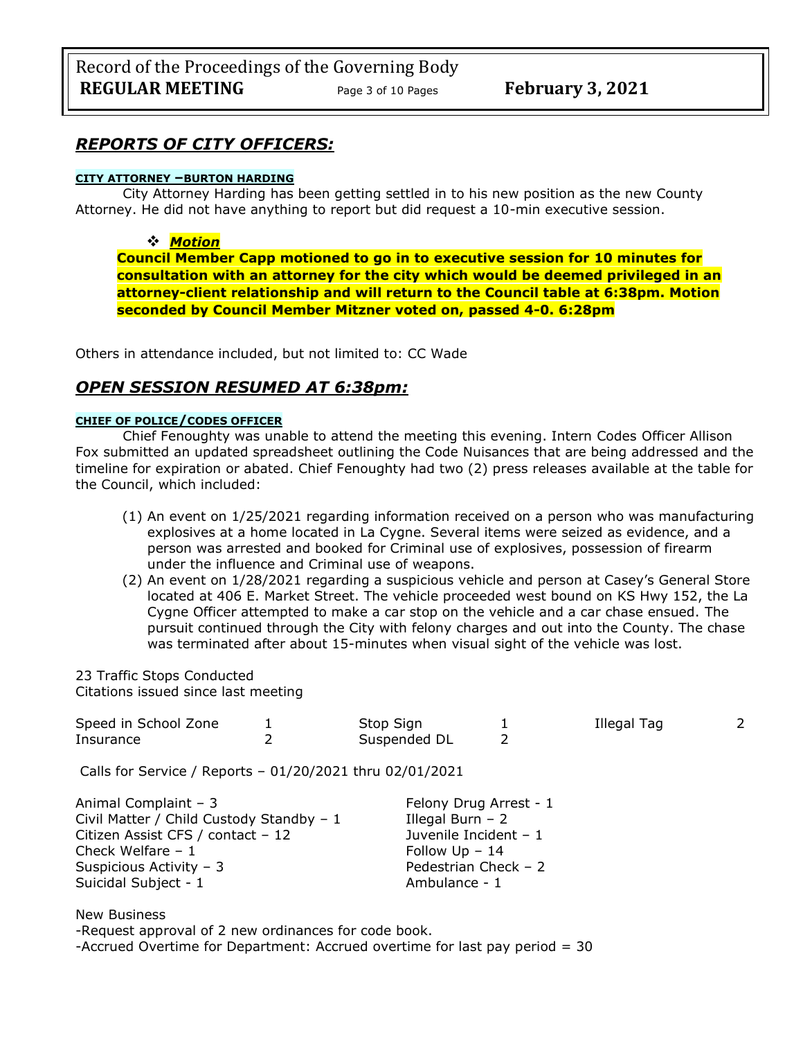## *REPORTS OF CITY OFFICERS:*

**CITY ATTORNEY –BURTON HARDING**

City Attorney Harding has been getting settled in to his new position as the new County Attorney. He did not have anything to report but did request a 10-min executive session.

- ***Motion***

**Council Member Capp motioned to go in to executive session for 10 minutes for consultation with an attorney for the city which would be deemed privileged in an attorney-client relationship and will return to the Council table at 6:38pm. Motion seconded by Council Member Mitzner voted on, passed 4-0. 6:28pm**

Others in attendance included, but not limited to: CC Wade

## *OPEN SESSION RESUMED AT 6:38pm:*

**CHIEF OF POLICE/CODES OFFICER**

Chief Fenoughty was unable to attend the meeting this evening. Intern Codes Officer Allison Fox submitted an updated spreadsheet outlining the Code Nuisances that are being addressed and the timeline for expiration or abated. Chief Fenoughty had two (2) press releases available at the table for the Council, which included:

(1) An event on 1/25/2021 regarding information received on a person who was manufacturing explosives at a home located in La Cygne. Several items were seized as evidence, and a person was arrested and booked for Criminal use of explosives, possession of firearm under the influence and Criminal use of weapons.

(2) An event on 1/28/2021 regarding a suspicious vehicle and person at Casey's General Store located at 406 E. Market Street. The vehicle proceeded west bound on KS Hwy 152, the La Cygne Officer attempted to make a car stop on the vehicle and a car chase ensued. The pursuit continued through the City with felony charges and out into the County. The chase was terminated after about 15-minutes when visual sight of the vehicle was lost.

23 Traffic Stops Conducted
Citations issued since last meeting

| | | | | | |
|---|---|---|---|---|---|
| Speed in School Zone | 1 | Stop Sign | 1 | Illegal Tag | 2 |
| Insurance | 2 | Suspended DL | 2 | | |

Calls for Service / Reports – 01/20/2021 thru 02/01/2021

| | |
|---|---|
| Animal Complaint – 3 | Felony Drug Arrest - 1 |
| Civil Matter / Child Custody Standby – 1 | Illegal Burn – 2 |
| Citizen Assist CFS / contact – 12 | Juvenile Incident – 1 |
| Check Welfare – 1 | Follow Up – 14 |
| Suspicious Activity – 3 | Pedestrian Check – 2 |
| Suicidal Subject - 1 | Ambulance - 1 |

New Business
-Request approval of 2 new ordinances for code book.
-Accrued Overtime for Department: Accrued overtime for last pay period = 30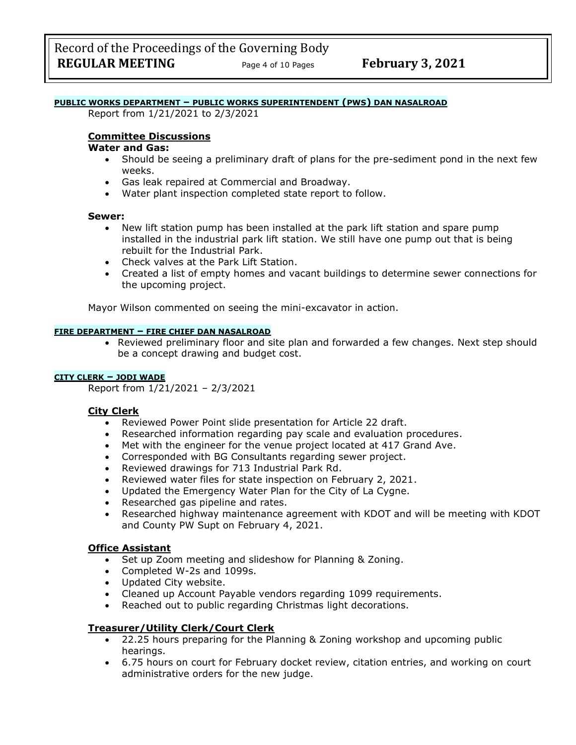#### **PUBLIC WORKS DEPARTMENT – PUBLIC WORKS SUPERINTENDENT (PWS) DAN NASALROAD**

Report from 1/21/2021 to 2/3/2021

**Committee Discussions**

**Water and Gas:**

- Should be seeing a preliminary draft of plans for the pre-sediment pond in the next few weeks.
- Gas leak repaired at Commercial and Broadway.
- Water plant inspection completed state report to follow.

**Sewer:**

- New lift station pump has been installed at the park lift station and spare pump installed in the industrial park lift station. We still have one pump out that is being rebuilt for the Industrial Park.
- Check valves at the Park Lift Station.
- Created a list of empty homes and vacant buildings to determine sewer connections for the upcoming project.

Mayor Wilson commented on seeing the mini-excavator in action.

#### **FIRE DEPARTMENT – FIRE CHIEF DAN NASALROAD**

- Reviewed preliminary floor and site plan and forwarded a few changes. Next step should be a concept drawing and budget cost.

#### **CITY CLERK – JODI WADE**

Report from 1/21/2021 – 2/3/2021

**City Clerk**

- Reviewed Power Point slide presentation for Article 22 draft.
- Researched information regarding pay scale and evaluation procedures.
- Met with the engineer for the venue project located at 417 Grand Ave.
- Corresponded with BG Consultants regarding sewer project.
- Reviewed drawings for 713 Industrial Park Rd.
- Reviewed water files for state inspection on February 2, 2021.
- Updated the Emergency Water Plan for the City of La Cygne.
- Researched gas pipeline and rates.
- Researched highway maintenance agreement with KDOT and will be meeting with KDOT and County PW Supt on February 4, 2021.

**Office Assistant**

- Set up Zoom meeting and slideshow for Planning & Zoning.
- Completed W-2s and 1099s.
- Updated City website.
- Cleaned up Account Payable vendors regarding 1099 requirements.
- Reached out to public regarding Christmas light decorations.

**Treasurer/Utility Clerk/Court Clerk**

- 22.25 hours preparing for the Planning & Zoning workshop and upcoming public hearings.
- 6.75 hours on court for February docket review, citation entries, and working on court administrative orders for the new judge.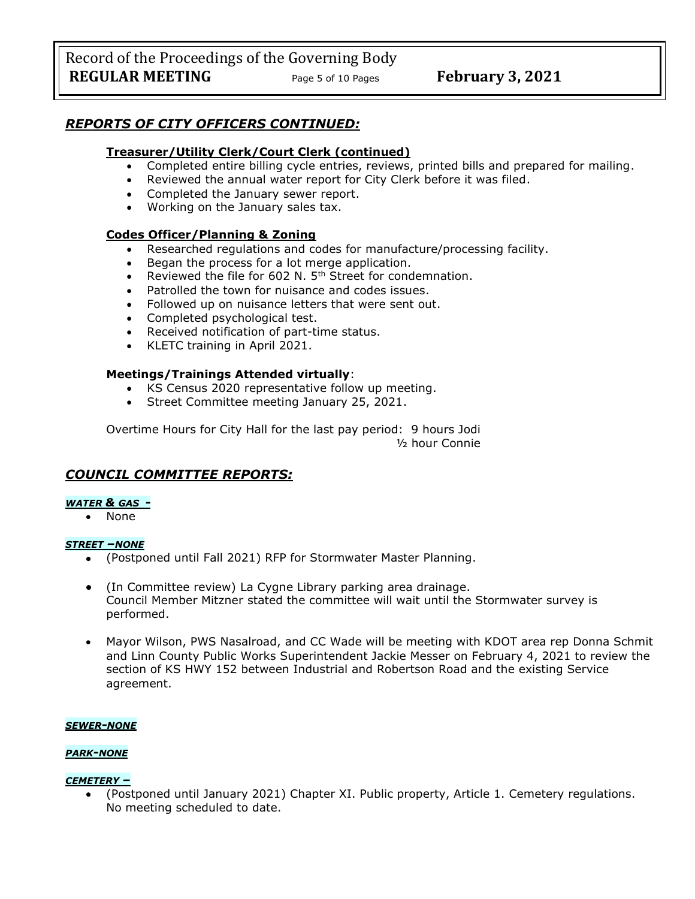## *REPORTS OF CITY OFFICERS CONTINUED:*

### Treasurer/Utility Clerk/Court Clerk (continued)

- Completed entire billing cycle entries, reviews, printed bills and prepared for mailing.
- Reviewed the annual water report for City Clerk before it was filed.
- Completed the January sewer report.
- Working on the January sales tax.

### Codes Officer/Planning & Zoning

- Researched regulations and codes for manufacture/processing facility.
- Began the process for a lot merge application.
- Reviewed the file for 602 N. 5th Street for condemnation.
- Patrolled the town for nuisance and codes issues.
- Followed up on nuisance letters that were sent out.
- Completed psychological test.
- Received notification of part-time status.
- KLETC training in April 2021.

**Meetings/Trainings Attended virtually**:

- KS Census 2020 representative follow up meeting.
- Street Committee meeting January 25, 2021.

Overtime Hours for City Hall for the last pay period: 9 hours Jodi
½ hour Connie

## *COUNCIL COMMITTEE REPORTS:*

***WATER & GAS -***

- None

***STREET –NONE***

- (Postponed until Fall 2021) RFP for Stormwater Master Planning.
- (In Committee review) La Cygne Library parking area drainage.
  Council Member Mitzner stated the committee will wait until the Stormwater survey is performed.
- Mayor Wilson, PWS Nasalroad, and CC Wade will be meeting with KDOT area rep Donna Schmit and Linn County Public Works Superintendent Jackie Messer on February 4, 2021 to review the section of KS HWY 152 between Industrial and Robertson Road and the existing Service agreement.

***SEWER-NONE***

***PARK-NONE***

***CEMETERY –***

- (Postponed until January 2021) Chapter XI. Public property, Article 1. Cemetery regulations. No meeting scheduled to date.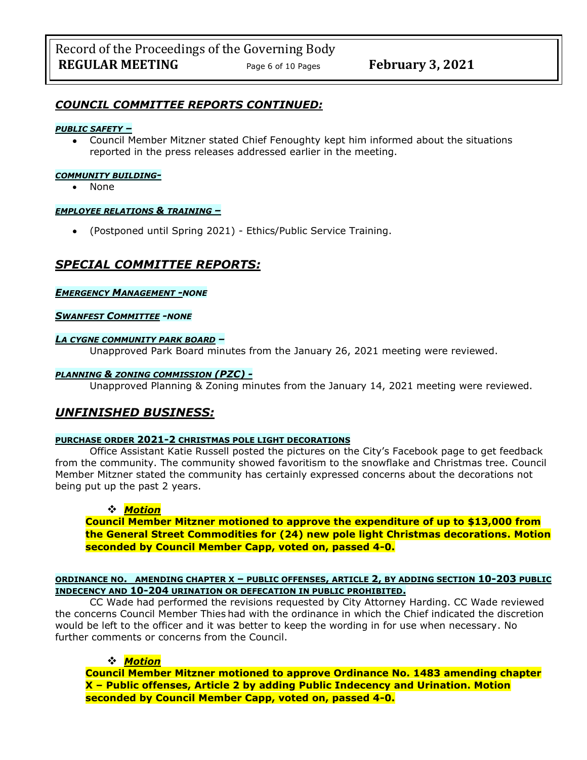## *COUNCIL COMMITTEE REPORTS CONTINUED:*

***PUBLIC SAFETY –***

- Council Member Mitzner stated Chief Fenoughty kept him informed about the situations reported in the press releases addressed earlier in the meeting.

***COMMUNITY BUILDING-***

- None

***EMPLOYEE RELATIONS & TRAINING –***

- (Postponed until Spring 2021) - Ethics/Public Service Training.

## *SPECIAL COMMITTEE REPORTS:*

***EMERGENCY MANAGEMENT -NONE***

***SWANFEST COMMITTEE -NONE***

***LA CYGNE COMMUNITY PARK BOARD –***

Unapproved Park Board minutes from the January 26, 2021 meeting were reviewed.

***PLANNING & ZONING COMMISSION (PZC) -***

Unapproved Planning & Zoning minutes from the January 14, 2021 meeting were reviewed.

## *UNFINISHED BUSINESS:*

**PURCHASE ORDER 2021-2 CHRISTMAS POLE LIGHT DECORATIONS**

Office Assistant Katie Russell posted the pictures on the City's Facebook page to get feedback from the community. The community showed favoritism to the snowflake and Christmas tree. Council Member Mitzner stated the community has certainly expressed concerns about the decorations not being put up the past 2 years.

❖ ***Motion***

**Council Member Mitzner motioned to approve the expenditure of up to $13,000 from the General Street Commodities for (24) new pole light Christmas decorations. Motion seconded by Council Member Capp, voted on, passed 4-0.**

**ORDINANCE NO. AMENDING CHAPTER X – PUBLIC OFFENSES, ARTICLE 2, BY ADDING SECTION 10-203 PUBLIC INDECENCY AND 10-204 URINATION OR DEFECATION IN PUBLIC PROHIBITED.**

CC Wade had performed the revisions requested by City Attorney Harding. CC Wade reviewed the concerns Council Member Thies had with the ordinance in which the Chief indicated the discretion would be left to the officer and it was better to keep the wording in for use when necessary. No further comments or concerns from the Council.

❖ ***Motion***

**Council Member Mitzner motioned to approve Ordinance No. 1483 amending chapter X – Public offenses, Article 2 by adding Public Indecency and Urination. Motion seconded by Council Member Capp, voted on, passed 4-0.**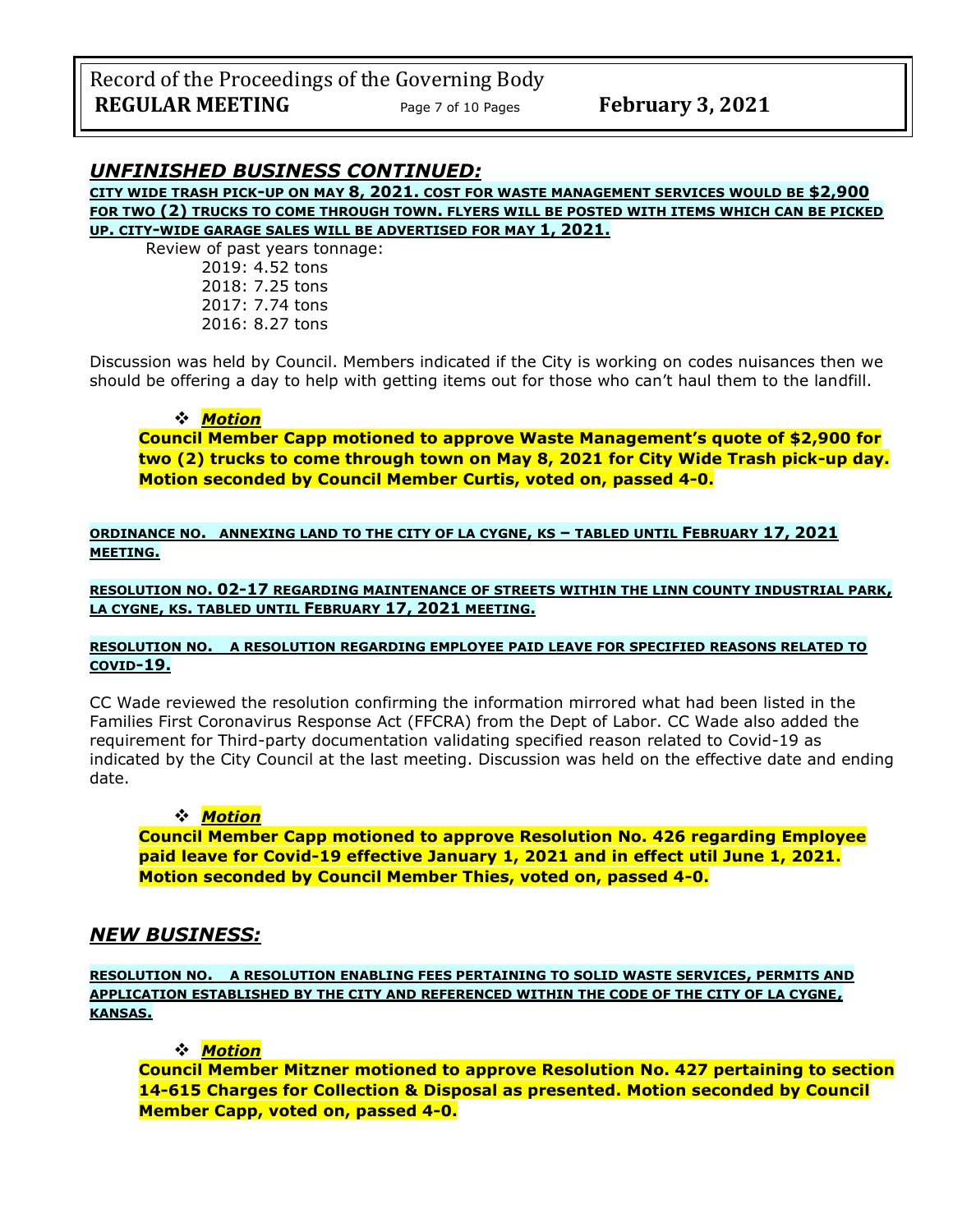## *UNFINISHED BUSINESS CONTINUED:*

**CITY WIDE TRASH PICK-UP ON MAY 8, 2021. COST FOR WASTE MANAGEMENT SERVICES WOULD BE $2,900 FOR TWO (2) TRUCKS TO COME THROUGH TOWN. FLYERS WILL BE POSTED WITH ITEMS WHICH CAN BE PICKED UP. CITY-WIDE GARAGE SALES WILL BE ADVERTISED FOR MAY 1, 2021.**

Review of past years tonnage:

- 2019: 4.52 tons
- 2018: 7.25 tons
- 2017: 7.74 tons
- 2016: 8.27 tons

Discussion was held by Council. Members indicated if the City is working on codes nuisances then we should be offering a day to help with getting items out for those who can't haul them to the landfill.

- ***Motion***

**Council Member Capp motioned to approve Waste Management's quote of $2,900 for two (2) trucks to come through town on May 8, 2021 for City Wide Trash pick-up day. Motion seconded by Council Member Curtis, voted on, passed 4-0.**

**ORDINANCE NO. ANNEXING LAND TO THE CITY OF LA CYGNE, KS – TABLED UNTIL FEBRUARY 17, 2021 MEETING.**

**RESOLUTION NO. 02-17 REGARDING MAINTENANCE OF STREETS WITHIN THE LINN COUNTY INDUSTRIAL PARK, LA CYGNE, KS. TABLED UNTIL FEBRUARY 17, 2021 MEETING.**

**RESOLUTION NO. A RESOLUTION REGARDING EMPLOYEE PAID LEAVE FOR SPECIFIED REASONS RELATED TO COVID-19.**

CC Wade reviewed the resolution confirming the information mirrored what had been listed in the Families First Coronavirus Response Act (FFCRA) from the Dept of Labor. CC Wade also added the requirement for Third-party documentation validating specified reason related to Covid-19 as indicated by the City Council at the last meeting. Discussion was held on the effective date and ending date.

- ***Motion***

**Council Member Capp motioned to approve Resolution No. 426 regarding Employee paid leave for Covid-19 effective January 1, 2021 and in effect util June 1, 2021. Motion seconded by Council Member Thies, voted on, passed 4-0.**

## *NEW BUSINESS:*

**RESOLUTION NO. A RESOLUTION ENABLING FEES PERTAINING TO SOLID WASTE SERVICES, PERMITS AND APPLICATION ESTABLISHED BY THE CITY AND REFERENCED WITHIN THE CODE OF THE CITY OF LA CYGNE, KANSAS.**

- ***Motion***

**Council Member Mitzner motioned to approve Resolution No. 427 pertaining to section 14-615 Charges for Collection & Disposal as presented. Motion seconded by Council Member Capp, voted on, passed 4-0.**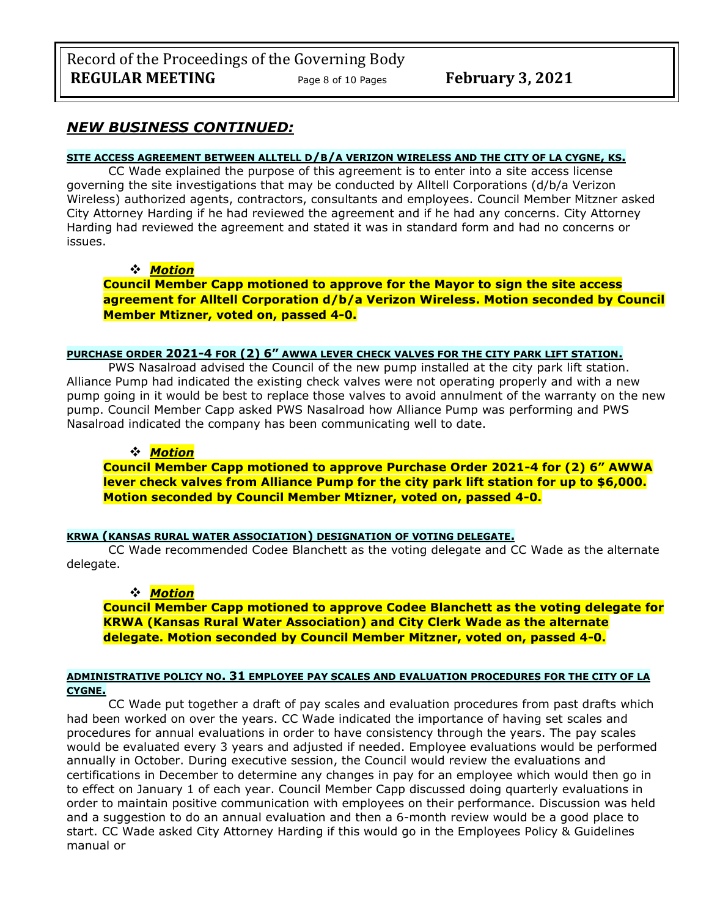## *NEW BUSINESS CONTINUED:*

**SITE ACCESS AGREEMENT BETWEEN ALLTELL D/B/A VERIZON WIRELESS AND THE CITY OF LA CYGNE, KS.**

CC Wade explained the purpose of this agreement is to enter into a site access license governing the site investigations that may be conducted by Alltell Corporations (d/b/a Verizon Wireless) authorized agents, contractors, consultants and employees. Council Member Mitzner asked City Attorney Harding if he had reviewed the agreement and if he had any concerns. City Attorney Harding had reviewed the agreement and stated it was in standard form and had no concerns or issues.

❖ ***Motion***

**Council Member Capp motioned to approve for the Mayor to sign the site access agreement for Alltell Corporation d/b/a Verizon Wireless. Motion seconded by Council Member Mtizner, voted on, passed 4-0.**

**PURCHASE ORDER 2021-4 FOR (2) 6" AWWA LEVER CHECK VALVES FOR THE CITY PARK LIFT STATION.**

PWS Nasalroad advised the Council of the new pump installed at the city park lift station. Alliance Pump had indicated the existing check valves were not operating properly and with a new pump going in it would be best to replace those valves to avoid annulment of the warranty on the new pump. Council Member Capp asked PWS Nasalroad how Alliance Pump was performing and PWS Nasalroad indicated the company has been communicating well to date.

❖ ***Motion***

**Council Member Capp motioned to approve Purchase Order 2021-4 for (2) 6" AWWA lever check valves from Alliance Pump for the city park lift station for up to $6,000. Motion seconded by Council Member Mtizner, voted on, passed 4-0.**

**KRWA (KANSAS RURAL WATER ASSOCIATION) DESIGNATION OF VOTING DELEGATE.**

CC Wade recommended Codee Blanchett as the voting delegate and CC Wade as the alternate delegate.

❖ ***Motion***

**Council Member Capp motioned to approve Codee Blanchett as the voting delegate for KRWA (Kansas Rural Water Association) and City Clerk Wade as the alternate delegate. Motion seconded by Council Member Mitzner, voted on, passed 4-0.**

**ADMINISTRATIVE POLICY NO. 31 EMPLOYEE PAY SCALES AND EVALUATION PROCEDURES FOR THE CITY OF LA CYGNE.**

CC Wade put together a draft of pay scales and evaluation procedures from past drafts which had been worked on over the years. CC Wade indicated the importance of having set scales and procedures for annual evaluations in order to have consistency through the years. The pay scales would be evaluated every 3 years and adjusted if needed. Employee evaluations would be performed annually in October. During executive session, the Council would review the evaluations and certifications in December to determine any changes in pay for an employee which would then go in to effect on January 1 of each year. Council Member Capp discussed doing quarterly evaluations in order to maintain positive communication with employees on their performance. Discussion was held and a suggestion to do an annual evaluation and then a 6-month review would be a good place to start. CC Wade asked City Attorney Harding if this would go in the Employees Policy & Guidelines manual or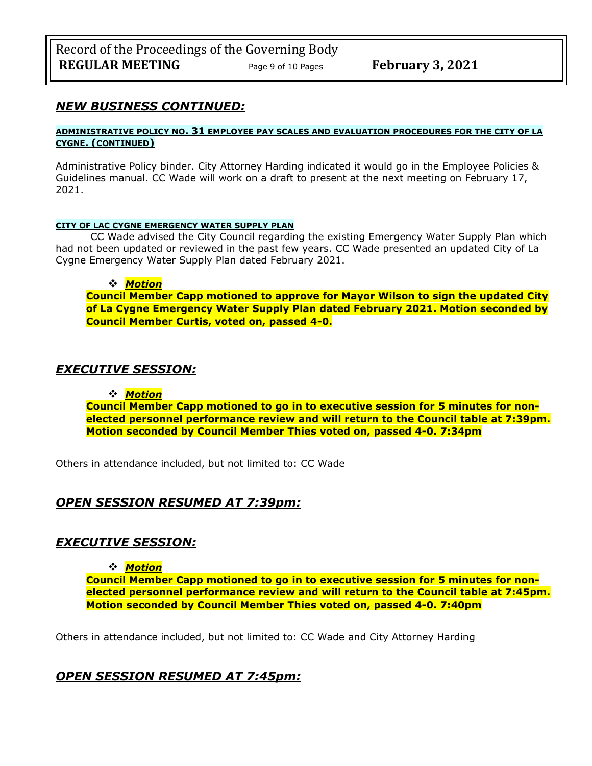## *NEW BUSINESS CONTINUED:*

**ADMINISTRATIVE POLICY NO. 31 EMPLOYEE PAY SCALES AND EVALUATION PROCEDURES FOR THE CITY OF LA CYGNE. (CONTINUED)**

Administrative Policy binder. City Attorney Harding indicated it would go in the Employee Policies & Guidelines manual. CC Wade will work on a draft to present at the next meeting on February 17, 2021.

**CITY OF LAC CYGNE EMERGENCY WATER SUPPLY PLAN**

CC Wade advised the City Council regarding the existing Emergency Water Supply Plan which had not been updated or reviewed in the past few years. CC Wade presented an updated City of La Cygne Emergency Water Supply Plan dated February 2021.

- ***Motion***

**Council Member Capp motioned to approve for Mayor Wilson to sign the updated City of La Cygne Emergency Water Supply Plan dated February 2021. Motion seconded by Council Member Curtis, voted on, passed 4-0.**

## *EXECUTIVE SESSION:*

- ***Motion***

**Council Member Capp motioned to go in to executive session for 5 minutes for non-elected personnel performance review and will return to the Council table at 7:39pm. Motion seconded by Council Member Thies voted on, passed 4-0. 7:34pm**

Others in attendance included, but not limited to: CC Wade

## *OPEN SESSION RESUMED AT 7:39pm:*

## *EXECUTIVE SESSION:*

- ***Motion***

**Council Member Capp motioned to go in to executive session for 5 minutes for non-elected personnel performance review and will return to the Council table at 7:45pm. Motion seconded by Council Member Thies voted on, passed 4-0. 7:40pm**

Others in attendance included, but not limited to: CC Wade and City Attorney Harding

## *OPEN SESSION RESUMED AT 7:45pm:*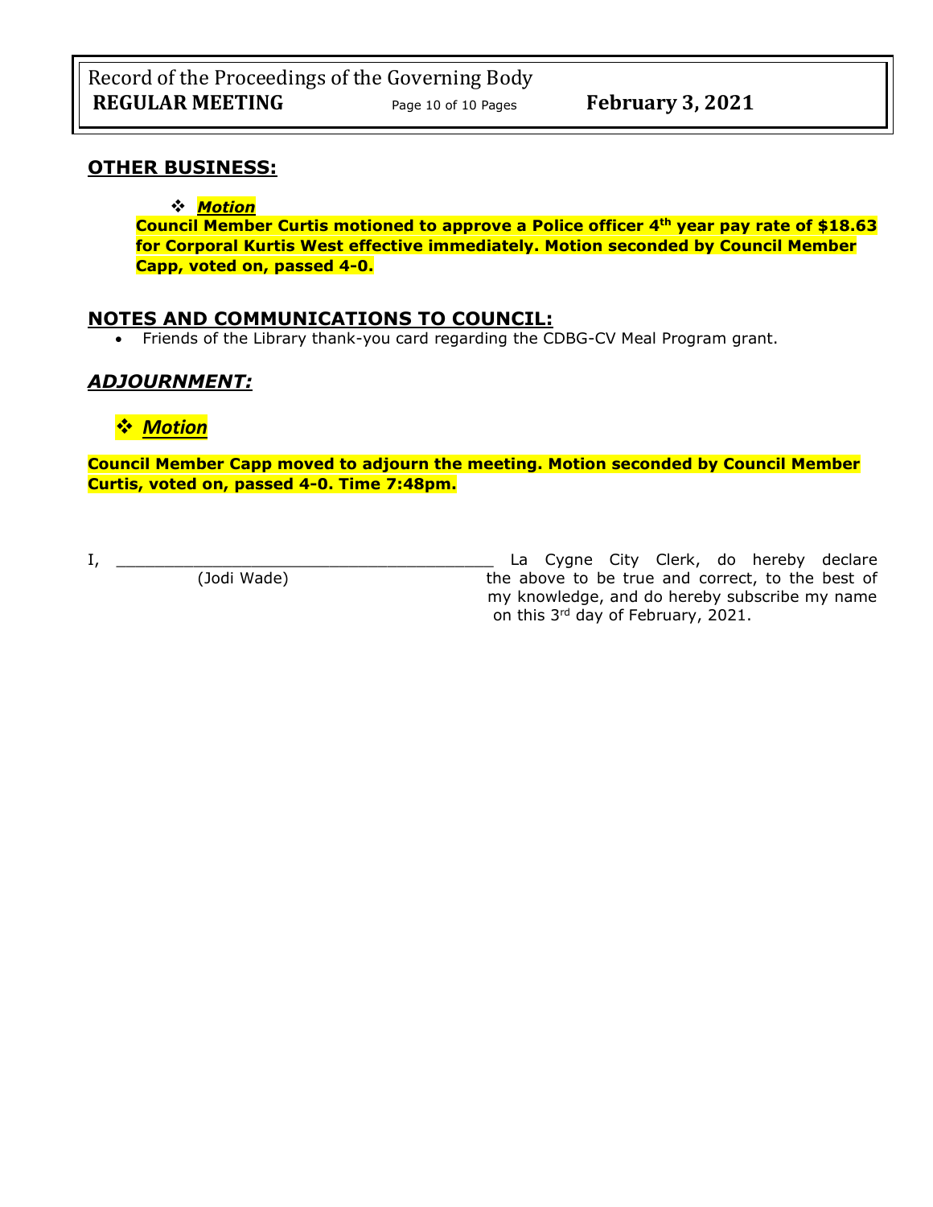## OTHER BUSINESS:

- ***Motion***

**Council Member Curtis motioned to approve a Police officer 4th year pay rate of $18.63 for Corporal Kurtis West effective immediately. Motion seconded by Council Member Capp, voted on, passed 4-0.**

## NOTES AND COMMUNICATIONS TO COUNCIL:

- Friends of the Library thank-you card regarding the CDBG-CV Meal Program grant.

## *ADJOURNMENT:*

- ***Motion***

**Council Member Capp moved to adjourn the meeting. Motion seconded by Council Member Curtis, voted on, passed 4-0. Time 7:48pm.**

I, ________________________________________ La Cygne City Clerk, do hereby declare
(Jodi Wade) the above to be true and correct, to the best of my knowledge, and do hereby subscribe my name on this 3rd day of February, 2021.